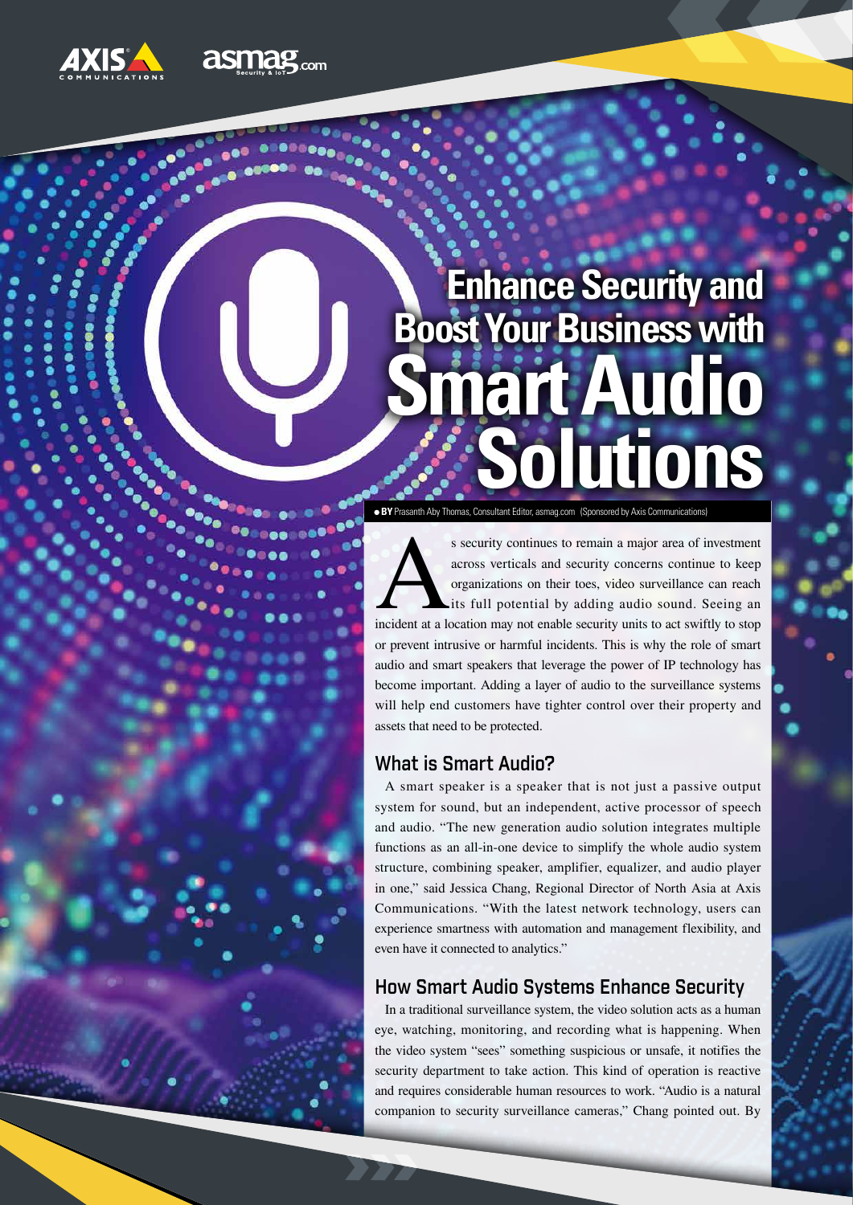# Enhance Security and Boost Your Business with Smart Audio Solutions

● **BY** Prasanth Aby Thomas, Consultant Editor, asmag.com (Sponsored by Axis Communications)

As security continues to remain a major area of investment across verticals and security concerns continue to keep organizations on their toes, video surveillance can reach its full potential by adding audio sound. Seeing an incident at a location may not enable security units to act swiftly to stop or prevent intrusive or harmful incidents. This is why the role of smart audio and smart speakers that leverage the power of IP technology has become important. Adding a layer of audio to the surveillance systems will help end customers have tighter control over their property and assets that need to be protected.

## What is Smart Audio?

A smart speaker is a speaker that is not just a passive output system for sound, but an independent, active processor of speech and audio. "The new generation audio solution integrates multiple functions as an all-in-one device to simplify the whole audio system structure, combining speaker, amplifier, equalizer, and audio player in one," said Jessica Chang, Regional Director of North Asia at Axis Communications. "With the latest network technology, users can experience smartness with automation and management flexibility, and even have it connected to analytics."

## How Smart Audio Systems Enhance Security

In a traditional surveillance system, the video solution acts as a human eye, watching, monitoring, and recording what is happening. When the video system "sees" something suspicious or unsafe, it notifies the security department to take action. This kind of operation is reactive and requires considerable human resources to work. "Audio is a natural companion to security surveillance cameras," Chang pointed out. By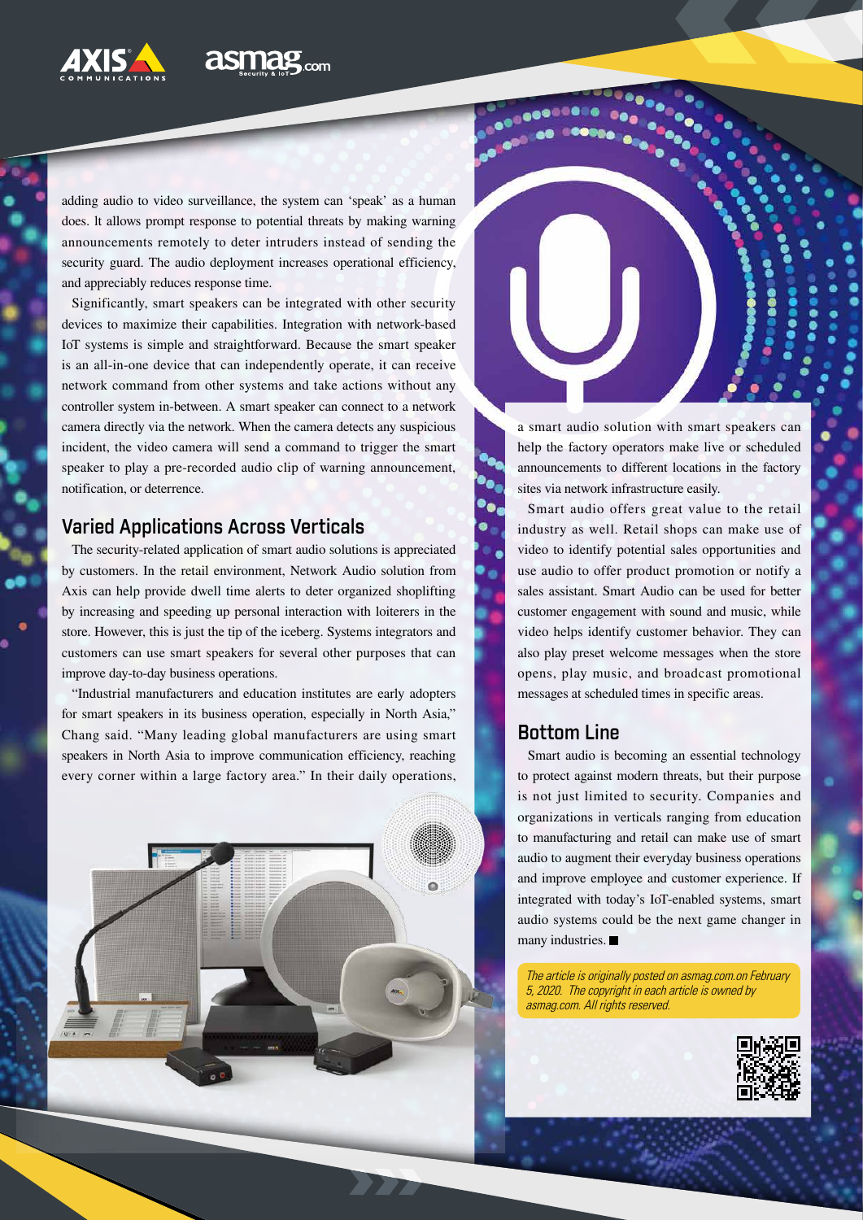adding audio to video surveillance, the system can 'speak' as a human does. It allows prompt response to potential threats by making warning announcements remotely to deter intruders instead of sending the security guard. The audio deployment increases operational efficiency, and appreciably reduces response time.

Significantly, smart speakers can be integrated with other security devices to maximize their capabilities. Integration with network-based IoT systems is simple and straightforward. Because the smart speaker is an all-in-one device that can independently operate, it can receive network command from other systems and take actions without any controller system in-between. A smart speaker can connect to a network camera directly via the network. When the camera detects any suspicious incident, the video camera will send a command to trigger the smart speaker to play a pre-recorded audio clip of warning announcement, notification, or deterrence.

## Varied Applications Across Verticals

The security-related application of smart audio solutions is appreciated by customers. In the retail environment, Network Audio solution from Axis can help provide dwell time alerts to deter organized shoplifting by increasing and speeding up personal interaction with loiterers in the store. However, this is just the tip of the iceberg. Systems integrators and customers can use smart speakers for several other purposes that can improve day-to-day business operations.

"Industrial manufacturers and education institutes are early adopters for smart speakers in its business operation, especially in North Asia," Chang said. "Many leading global manufacturers are using smart speakers in North Asia to improve communication efficiency, reaching every corner within a large factory area." In their daily operations, a smart audio solution with smart speakers can help the factory operators make live or scheduled announcements to different locations in the factory sites via network infrastructure easily.

Smart audio offers great value to the retail industry as well. Retail shops can make use of video to identify potential sales opportunities and use audio to offer product promotion or notify a sales assistant. Smart Audio can be used for better customer engagement with sound and music, while video helps identify customer behavior. They can also play preset welcome messages when the store opens, play music, and broadcast promotional messages at scheduled times in specific areas.

## Bottom Line

Smart audio is becoming an essential technology to protect against modern threats, but their purpose is not just limited to security. Companies and organizations in verticals ranging from education to manufacturing and retail can make use of smart audio to augment their everyday business operations and improve employee and customer experience. If integrated with today's IoT-enabled systems, smart audio systems could be the next game changer in many industries. ■

*The article is originally posted on asmag.com.on February 5, 2020. The copyright in each article is owned by asmag.com. All rights reserved.*